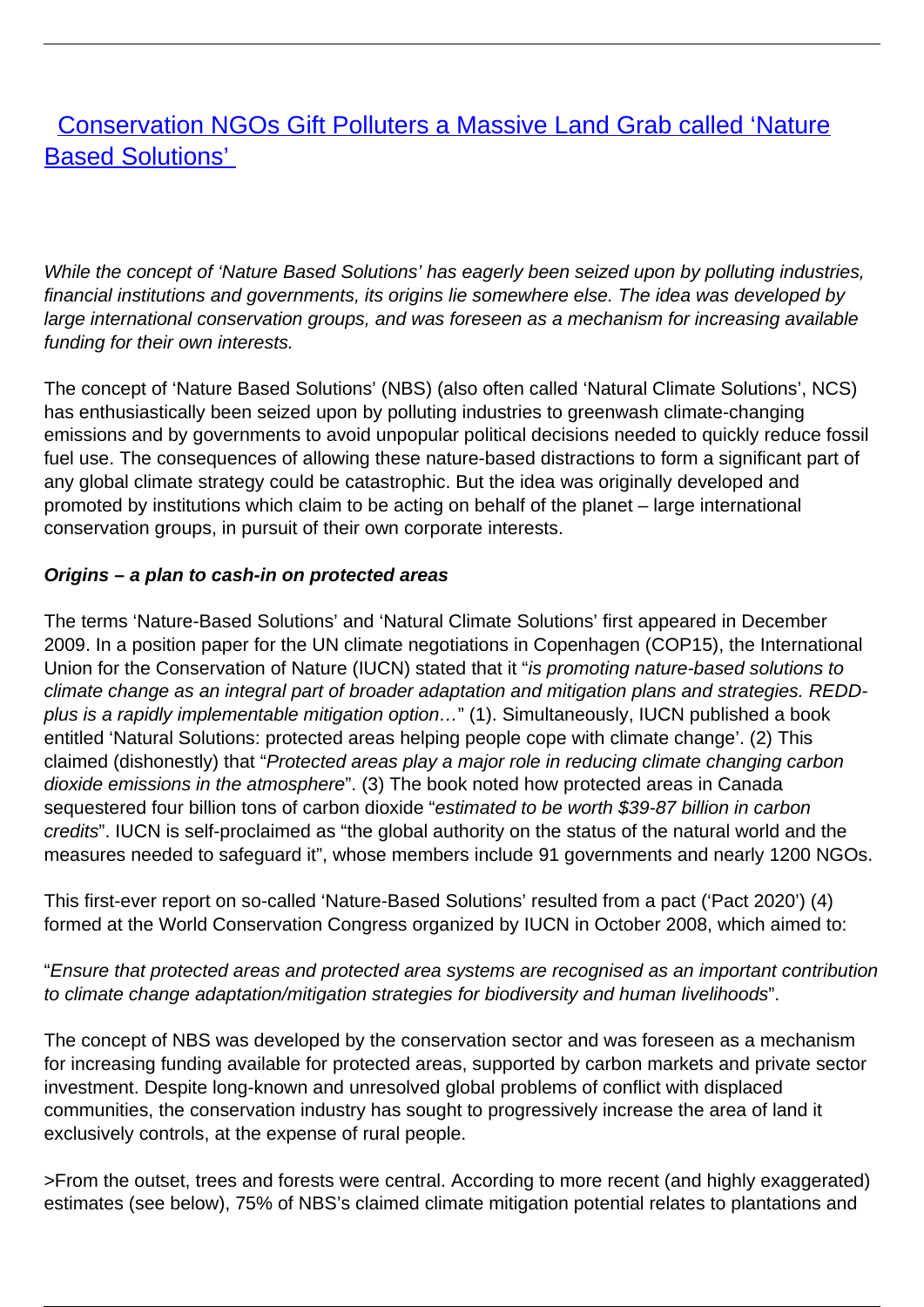# [Conservation NGOs Gift Polluters a Massive Land Grab called 'Nature Based Solutions']()

*While the concept of 'Nature Based Solutions' has eagerly been seized upon by polluting industries, financial institutions and governments, its origins lie somewhere else. The idea was developed by large international conservation groups, and was foreseen as a mechanism for increasing available funding for their own interests.*

The concept of 'Nature Based Solutions' (NBS) (also often called 'Natural Climate Solutions', NCS) has enthusiastically been seized upon by polluting industries to greenwash climate-changing emissions and by governments to avoid unpopular political decisions needed to quickly reduce fossil fuel use. The consequences of allowing these nature-based distractions to form a significant part of any global climate strategy could be catastrophic. But the idea was originally developed and promoted by institutions which claim to be acting on behalf of the planet – large international conservation groups, in pursuit of their own corporate interests.

**_Origins – a plan to cash-in on protected areas_**

The terms 'Nature-Based Solutions' and 'Natural Climate Solutions' first appeared in December 2009. In a position paper for the UN climate negotiations in Copenhagen (COP15), the International Union for the Conservation of Nature (IUCN) stated that it "*is promoting nature-based solutions to climate change as an integral part of broader adaptation and mitigation plans and strategies. REDD-plus is a rapidly implementable mitigation option…*" (1). Simultaneously, IUCN published a book entitled 'Natural Solutions: protected areas helping people cope with climate change'. (2) This claimed (dishonestly) that "*Protected areas play a major role in reducing climate changing carbon dioxide emissions in the atmosphere*". (3) The book noted how protected areas in Canada sequestered four billion tons of carbon dioxide "*estimated to be worth $39-87 billion in carbon credits*". IUCN is self-proclaimed as "the global authority on the status of the natural world and the measures needed to safeguard it", whose members include 91 governments and nearly 1200 NGOs.

This first-ever report on so-called 'Nature-Based Solutions' resulted from a pact ('Pact 2020') (4) formed at the World Conservation Congress organized by IUCN in October 2008, which aimed to:

"*Ensure that protected areas and protected area systems are recognised as an important contribution to climate change adaptation/mitigation strategies for biodiversity and human livelihoods*".

The concept of NBS was developed by the conservation sector and was foreseen as a mechanism for increasing funding available for protected areas, supported by carbon markets and private sector investment. Despite long-known and unresolved global problems of conflict with displaced communities, the conservation industry has sought to progressively increase the area of land it exclusively controls, at the expense of rural people.

>From the outset, trees and forests were central. According to more recent (and highly exaggerated) estimates (see below), 75% of NBS's claimed climate mitigation potential relates to plantations and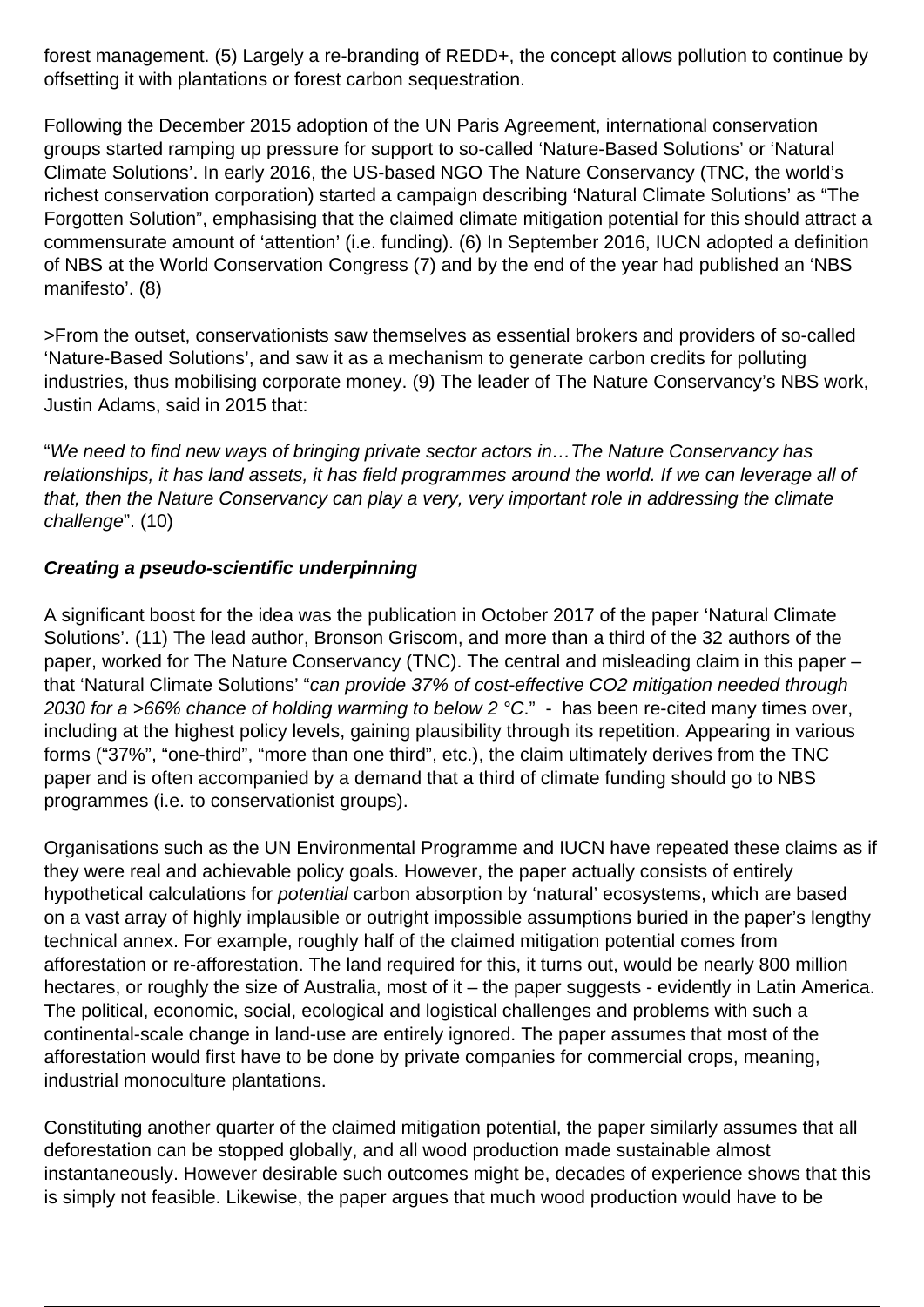forest management. (5) Largely a re-branding of REDD+, the concept allows pollution to continue by offsetting it with plantations or forest carbon sequestration.

Following the December 2015 adoption of the UN Paris Agreement, international conservation groups started ramping up pressure for support to so-called 'Nature-Based Solutions' or 'Natural Climate Solutions'. In early 2016, the US-based NGO The Nature Conservancy (TNC, the world's richest conservation corporation) started a campaign describing 'Natural Climate Solutions' as "The Forgotten Solution", emphasising that the claimed climate mitigation potential for this should attract a commensurate amount of 'attention' (i.e. funding). (6) In September 2016, IUCN adopted a definition of NBS at the World Conservation Congress (7) and by the end of the year had published an 'NBS manifesto'. (8)

>From the outset, conservationists saw themselves as essential brokers and providers of so-called 'Nature-Based Solutions', and saw it as a mechanism to generate carbon credits for polluting industries, thus mobilising corporate money. (9) The leader of The Nature Conservancy's NBS work, Justin Adams, said in 2015 that:

"*We need to find new ways of bringing private sector actors in…The Nature Conservancy has relationships, it has land assets, it has field programmes around the world. If we can leverage all of that, then the Nature Conservancy can play a very, very important role in addressing the climate challenge*". (10)

***Creating a pseudo-scientific underpinning***

A significant boost for the idea was the publication in October 2017 of the paper 'Natural Climate Solutions'. (11) The lead author, Bronson Griscom, and more than a third of the 32 authors of the paper, worked for The Nature Conservancy (TNC). The central and misleading claim in this paper – that 'Natural Climate Solutions' "*can provide 37% of cost-effective CO2 mitigation needed through 2030 for a >66% chance of holding warming to below 2 °C*." - has been re-cited many times over, including at the highest policy levels, gaining plausibility through its repetition. Appearing in various forms ("37%", "one-third", "more than one third", etc.), the claim ultimately derives from the TNC paper and is often accompanied by a demand that a third of climate funding should go to NBS programmes (i.e. to conservationist groups).

Organisations such as the UN Environmental Programme and IUCN have repeated these claims as if they were real and achievable policy goals. However, the paper actually consists of entirely hypothetical calculations for *potential* carbon absorption by 'natural' ecosystems, which are based on a vast array of highly implausible or outright impossible assumptions buried in the paper's lengthy technical annex. For example, roughly half of the claimed mitigation potential comes from afforestation or re-afforestation. The land required for this, it turns out, would be nearly 800 million hectares, or roughly the size of Australia, most of it – the paper suggests - evidently in Latin America. The political, economic, social, ecological and logistical challenges and problems with such a continental-scale change in land-use are entirely ignored. The paper assumes that most of the afforestation would first have to be done by private companies for commercial crops, meaning, industrial monoculture plantations.

Constituting another quarter of the claimed mitigation potential, the paper similarly assumes that all deforestation can be stopped globally, and all wood production made sustainable almost instantaneously. However desirable such outcomes might be, decades of experience shows that this is simply not feasible. Likewise, the paper argues that much wood production would have to be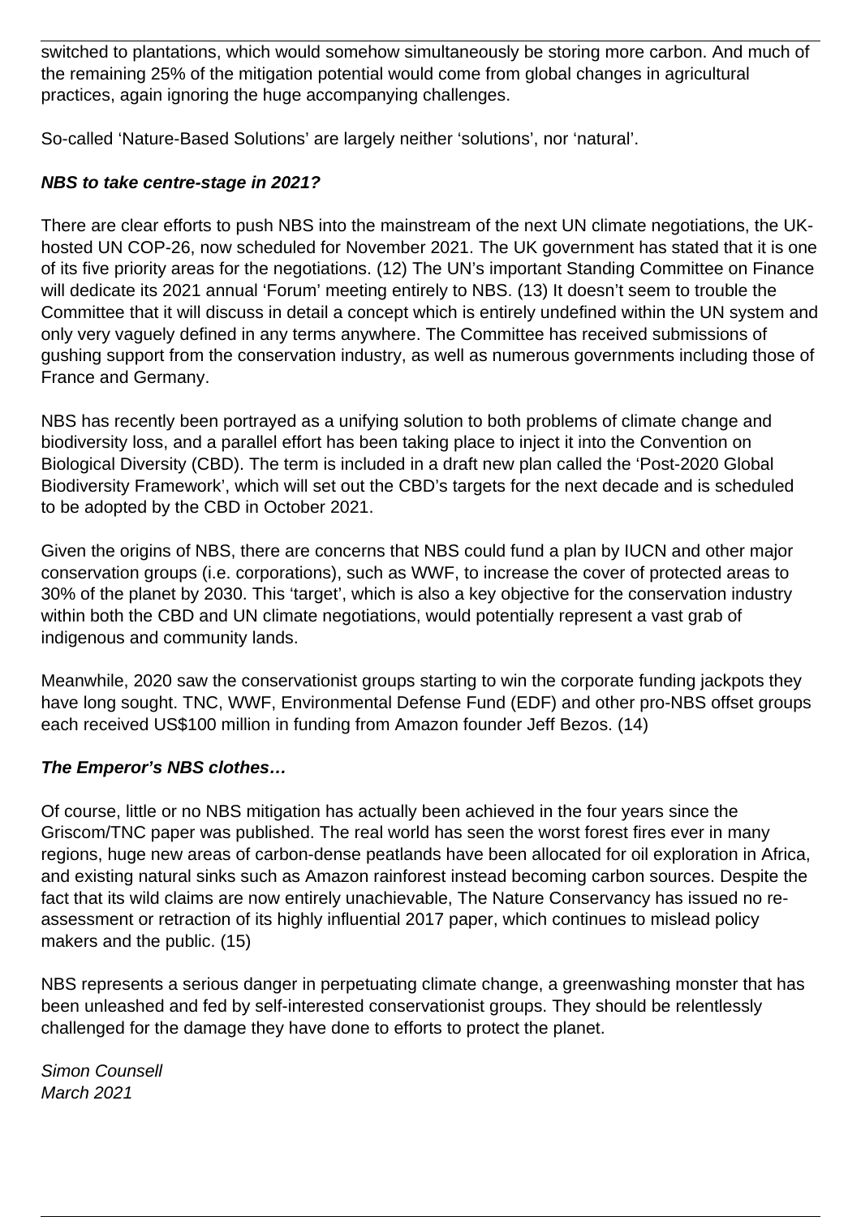switched to plantations, which would somehow simultaneously be storing more carbon. And much of the remaining 25% of the mitigation potential would come from global changes in agricultural practices, again ignoring the huge accompanying challenges.

So-called 'Nature-Based Solutions' are largely neither 'solutions', nor 'natural'.

***NBS to take centre-stage in 2021?***

There are clear efforts to push NBS into the mainstream of the next UN climate negotiations, the UK-hosted UN COP-26, now scheduled for November 2021. The UK government has stated that it is one of its five priority areas for the negotiations. (12) The UN's important Standing Committee on Finance will dedicate its 2021 annual 'Forum' meeting entirely to NBS. (13) It doesn't seem to trouble the Committee that it will discuss in detail a concept which is entirely undefined within the UN system and only very vaguely defined in any terms anywhere. The Committee has received submissions of gushing support from the conservation industry, as well as numerous governments including those of France and Germany.

NBS has recently been portrayed as a unifying solution to both problems of climate change and biodiversity loss, and a parallel effort has been taking place to inject it into the Convention on Biological Diversity (CBD). The term is included in a draft new plan called the 'Post-2020 Global Biodiversity Framework', which will set out the CBD's targets for the next decade and is scheduled to be adopted by the CBD in October 2021.

Given the origins of NBS, there are concerns that NBS could fund a plan by IUCN and other major conservation groups (i.e. corporations), such as WWF, to increase the cover of protected areas to 30% of the planet by 2030. This 'target', which is also a key objective for the conservation industry within both the CBD and UN climate negotiations, would potentially represent a vast grab of indigenous and community lands.

Meanwhile, 2020 saw the conservationist groups starting to win the corporate funding jackpots they have long sought. TNC, WWF, Environmental Defense Fund (EDF) and other pro-NBS offset groups each received US$100 million in funding from Amazon founder Jeff Bezos. (14)

***The Emperor's NBS clothes…***

Of course, little or no NBS mitigation has actually been achieved in the four years since the Griscom/TNC paper was published. The real world has seen the worst forest fires ever in many regions, huge new areas of carbon-dense peatlands have been allocated for oil exploration in Africa, and existing natural sinks such as Amazon rainforest instead becoming carbon sources. Despite the fact that its wild claims are now entirely unachievable, The Nature Conservancy has issued no re-assessment or retraction of its highly influential 2017 paper, which continues to mislead policy makers and the public. (15)

NBS represents a serious danger in perpetuating climate change, a greenwashing monster that has been unleashed and fed by self-interested conservationist groups. They should be relentlessly challenged for the damage they have done to efforts to protect the planet.

*Simon Counsell*
*March 2021*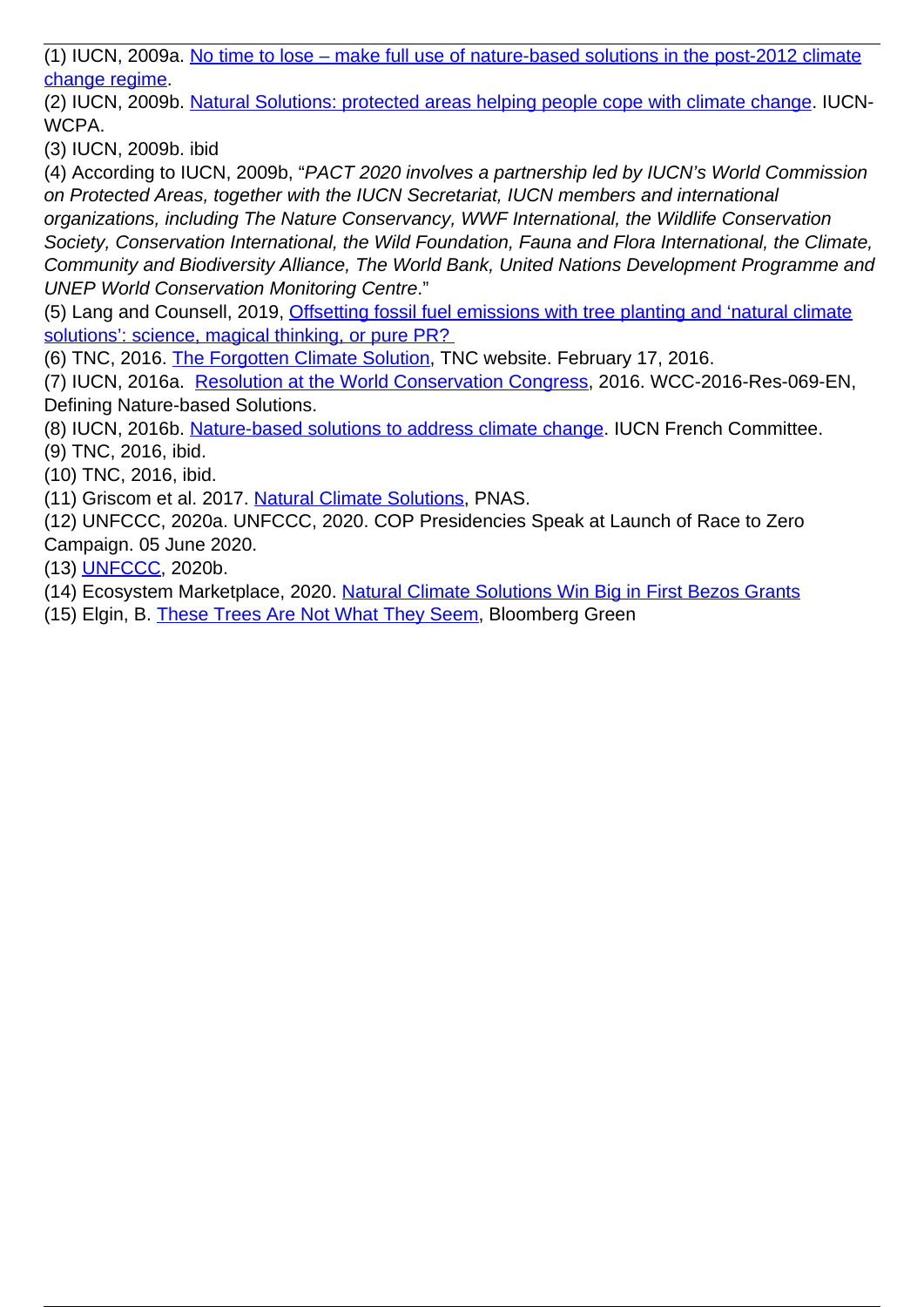(1) IUCN, 2009a. No time to lose – make full use of nature-based solutions in the post-2012 climate change regime.

(2) IUCN, 2009b. Natural Solutions: protected areas helping people cope with climate change. IUCN-WCPA.

(3) IUCN, 2009b. ibid

(4) According to IUCN, 2009b, "*PACT 2020 involves a partnership led by IUCN's World Commission on Protected Areas, together with the IUCN Secretariat, IUCN members and international organizations, including The Nature Conservancy, WWF International, the Wildlife Conservation Society, Conservation International, the Wild Foundation, Fauna and Flora International, the Climate, Community and Biodiversity Alliance, The World Bank, United Nations Development Programme and UNEP World Conservation Monitoring Centre*."

(5) Lang and Counsell, 2019, Offsetting fossil fuel emissions with tree planting and 'natural climate solutions': science, magical thinking, or pure PR?

(6) TNC, 2016. The Forgotten Climate Solution, TNC website. February 17, 2016.

(7) IUCN, 2016a. Resolution at the World Conservation Congress, 2016. WCC-2016-Res-069-EN, Defining Nature-based Solutions.

(8) IUCN, 2016b. Nature-based solutions to address climate change. IUCN French Committee.

(9) TNC, 2016, ibid.

(10) TNC, 2016, ibid.

(11) Griscom et al. 2017. Natural Climate Solutions, PNAS.

(12) UNFCCC, 2020a. UNFCCC, 2020. COP Presidencies Speak at Launch of Race to Zero Campaign. 05 June 2020.

(13) UNFCCC, 2020b.

(14) Ecosystem Marketplace, 2020. Natural Climate Solutions Win Big in First Bezos Grants

(15) Elgin, B. These Trees Are Not What They Seem, Bloomberg Green